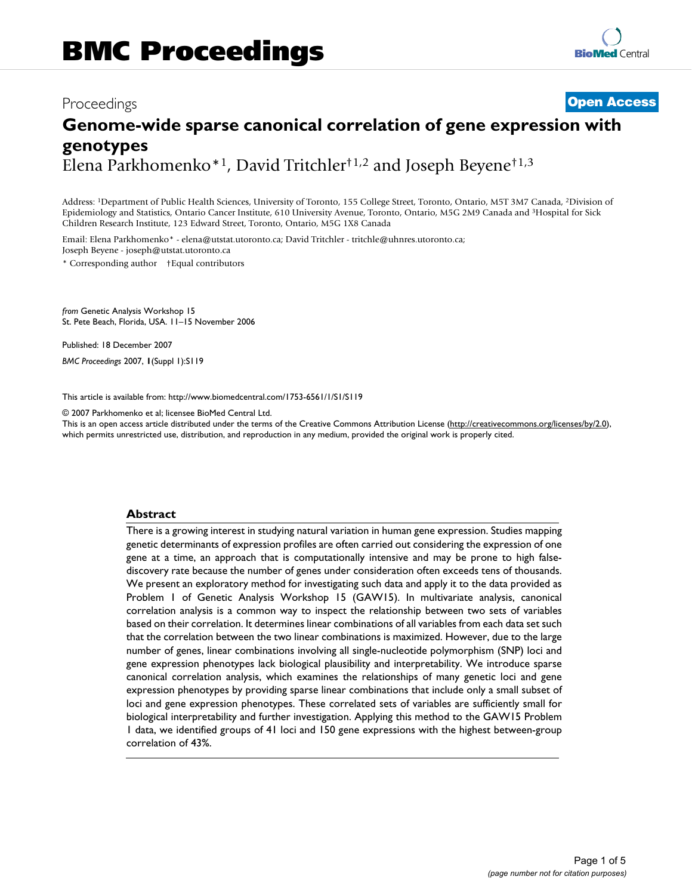# BMC Proceedings

Proceedings **Open Access**

# Genome-wide sparse canonical correlation of gene expression with genotypes

Elena Parkhomenko*[1], David Tritchler†[1,2] and Joseph Beyene†[1,3]

Address: [1]Department of Public Health Sciences, University of Toronto, 155 College Street, Toronto, Ontario, M5T 3M7 Canada, [2]Division of Epidemiology and Statistics, Ontario Cancer Institute, 610 University Avenue, Toronto, Ontario, M5G 2M9 Canada and [3]Hospital for Sick Children Research Institute, 123 Edward Street, Toronto, Ontario, M5G 1X8 Canada

Email: Elena Parkhomenko* - elena@utstat.utoronto.ca; David Tritchler - tritchle@uhnres.utoronto.ca; Joseph Beyene - joseph@utstat.utoronto.ca

\* Corresponding author †Equal contributors

*from* Genetic Analysis Workshop 15
St. Pete Beach, Florida, USA. 11–15 November 2006

Published: 18 December 2007

*BMC Proceedings* 2007, **1**(Suppl 1):S119

This article is available from: http://www.biomedcentral.com/1753-6561/1/S1/S119

© 2007 Parkhomenko et al; licensee BioMed Central Ltd.
This is an open access article distributed under the terms of the Creative Commons Attribution License (http://creativecommons.org/licenses/by/2.0), which permits unrestricted use, distribution, and reproduction in any medium, provided the original work is properly cited.

## Abstract

There is a growing interest in studying natural variation in human gene expression. Studies mapping genetic determinants of expression profiles are often carried out considering the expression of one gene at a time, an approach that is computationally intensive and may be prone to high false-discovery rate because the number of genes under consideration often exceeds tens of thousands. We present an exploratory method for investigating such data and apply it to the data provided as Problem 1 of Genetic Analysis Workshop 15 (GAW15). In multivariate analysis, canonical correlation analysis is a common way to inspect the relationship between two sets of variables based on their correlation. It determines linear combinations of all variables from each data set such that the correlation between the two linear combinations is maximized. However, due to the large number of genes, linear combinations involving all single-nucleotide polymorphism (SNP) loci and gene expression phenotypes lack biological plausibility and interpretability. We introduce sparse canonical correlation analysis, which examines the relationships of many genetic loci and gene expression phenotypes by providing sparse linear combinations that include only a small subset of loci and gene expression phenotypes. These correlated sets of variables are sufficiently small for biological interpretability and further investigation. Applying this method to the GAW15 Problem 1 data, we identified groups of 41 loci and 150 gene expressions with the highest between-group correlation of 43%.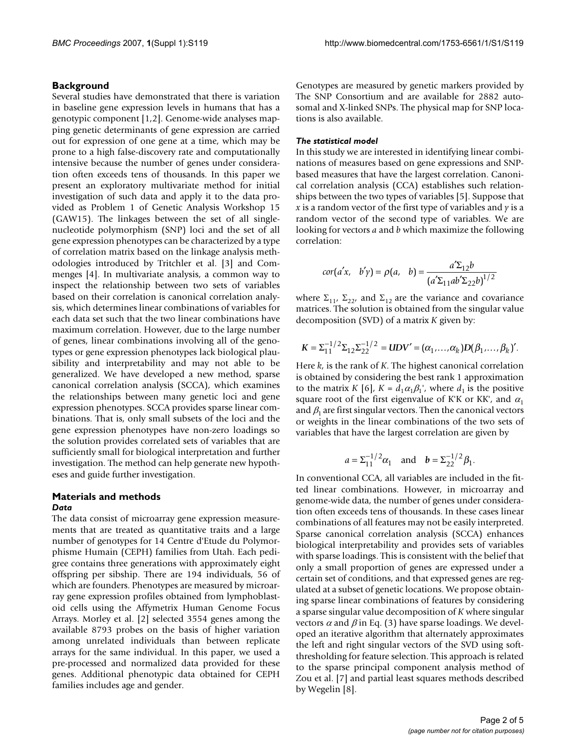## Background

Several studies have demonstrated that there is variation in baseline gene expression levels in humans that has a genotypic component [1,2]. Genome-wide analyses mapping genetic determinants of gene expression are carried out for expression of one gene at a time, which may be prone to a high false-discovery rate and computationally intensive because the number of genes under consideration often exceeds tens of thousands. In this paper we present an exploratory multivariate method for initial investigation of such data and apply it to the data provided as Problem 1 of Genetic Analysis Workshop 15 (GAW15). The linkages between the set of all single-nucleotide polymorphism (SNP) loci and the set of all gene expression phenotypes can be characterized by a type of correlation matrix based on the linkage analysis methodologies introduced by Tritchler et al. [3] and Commenges [4]. In multivariate analysis, a common way to inspect the relationship between two sets of variables based on their correlation is canonical correlation analysis, which determines linear combinations of variables for each data set such that the two linear combinations have maximum correlation. However, due to the large number of genes, linear combinations involving all of the genotypes or gene expression phenotypes lack biological plausibility and interpretability and may not able to be generalized. We have developed a new method, sparse canonical correlation analysis (SCCA), which examines the relationships between many genetic loci and gene expression phenotypes. SCCA provides sparse linear combinations. That is, only small subsets of the loci and the gene expression phenotypes have non-zero loadings so the solution provides correlated sets of variables that are sufficiently small for biological interpretation and further investigation. The method can help generate new hypotheses and guide further investigation.

## Materials and methods

### *Data*

The data consist of microarray gene expression measurements that are treated as quantitative traits and a large number of genotypes for 14 Centre d'Etude du Polymorphisme Humain (CEPH) families from Utah. Each pedigree contains three generations with approximately eight offspring per sibship. There are 194 individuals, 56 of which are founders. Phenotypes are measured by microarray gene expression profiles obtained from lymphoblastoid cells using the Affymetrix Human Genome Focus Arrays. Morley et al. [2] selected 3554 genes among the available 8793 probes on the basis of higher variation among unrelated individuals than between replicate arrays for the same individual. In this paper, we used a pre-processed and normalized data provided for these genes. Additional phenotypic data obtained for CEPH families includes age and gender.

Genotypes are measured by genetic markers provided by The SNP Consortium and are available for 2882 autosomal and X-linked SNPs. The physical map for SNP locations is also available.

### *The statistical model*

In this study we are interested in identifying linear combinations of measures based on gene expressions and SNP-based measures that have the largest correlation. Canonical correlation analysis (CCA) establishes such relationships between the two types of variables [5]. Suppose that $x$ is a random vector of the first type of variables and $y$ is a random vector of the second type of variables. We are looking for vectors $a$ and $b$ which maximize the following correlation:

$$cor(a'x,\quad b'y) = \rho(a,\quad b) = \frac{a'\Sigma_{12}b}{(a'\Sigma_{11}ab'\Sigma_{22}b)^{1/2}}$$

where $\Sigma_{11}$, $\Sigma_{22}$, and $\Sigma_{12}$ are the variance and covariance matrices. The solution is obtained from the singular value decomposition (SVD) of a matrix $K$ given by:

$$\boldsymbol{K} = \Sigma_{11}^{-1/2}\Sigma_{12}\Sigma_{22}^{-1/2} = \boldsymbol{UDV}' = (\alpha_1,\ldots,\alpha_k)\boldsymbol{D}(\beta_1,\ldots,\beta_k)'.$$

Here $k$, is the rank of $K$. The highest canonical correlation is obtained by considering the best rank 1 approximation to the matrix $K$ [6], $K = d_1\alpha_1\beta_1'$, where $d_1$ is the positive square root of the first eigenvalue of K'K or KK', and $\alpha_1$ and $\beta_1$ are first singular vectors. Then the canonical vectors or weights in the linear combinations of the two sets of variables that have the largest correlation are given by

$$a = \Sigma_{11}^{-1/2}\alpha_1 \quad \text{and} \quad \boldsymbol{b} = \Sigma_{22}^{-1/2}\beta_1.$$

In conventional CCA, all variables are included in the fitted linear combinations. However, in microarray and genome-wide data, the number of genes under consideration often exceeds tens of thousands. In these cases linear combinations of all features may not be easily interpreted. Sparse canonical correlation analysis (SCCA) enhances biological interpretability and provides sets of variables with sparse loadings. This is consistent with the belief that only a small proportion of genes are expressed under a certain set of conditions, and that expressed genes are regulated at a subset of genetic locations. We propose obtaining sparse linear combinations of features by considering a sparse singular value decomposition of $K$ where singular vectors $\alpha$ and $\beta$ in Eq. (3) have sparse loadings. We developed an iterative algorithm that alternately approximates the left and right singular vectors of the SVD using soft-thresholding for feature selection. This approach is related to the sparse principal component analysis method of Zou et al. [7] and partial least squares methods described by Wegelin [8].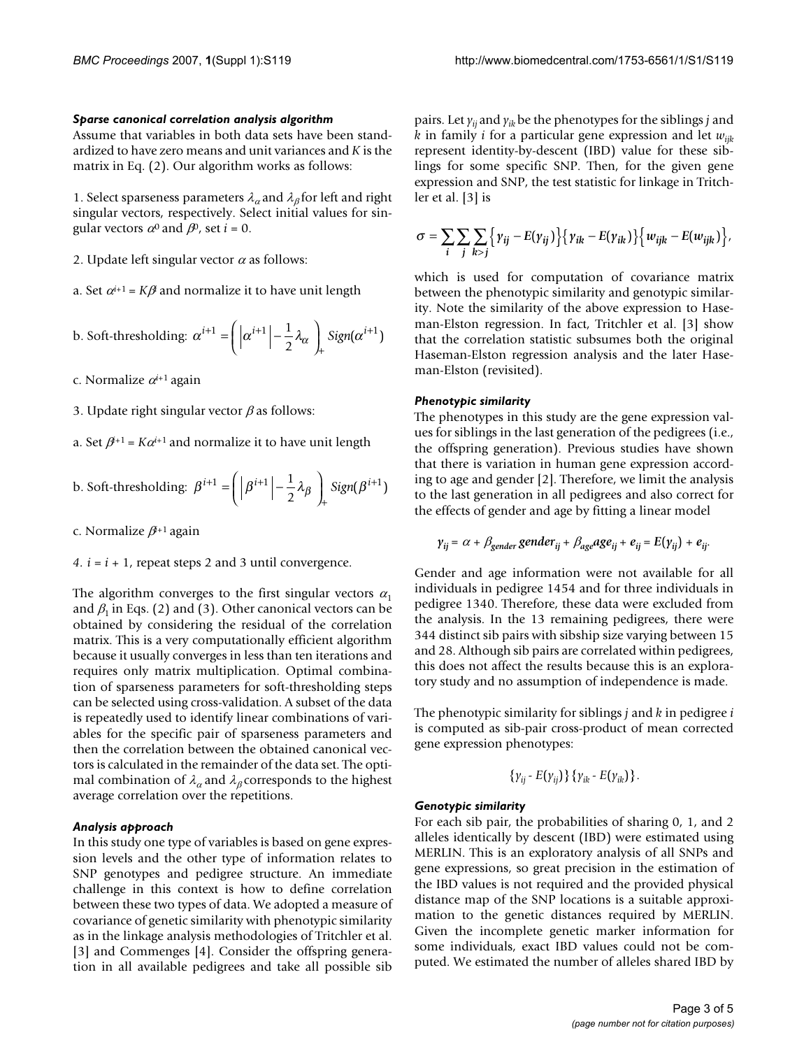### *Sparse canonical correlation analysis algorithm*

Assume that variables in both data sets have been standardized to have zero means and unit variances and $K$ is the matrix in Eq. (2). Our algorithm works as follows:

1. Select sparseness parameters $\lambda_\alpha$ and $\lambda_\beta$ for left and right singular vectors, respectively. Select initial values for singular vectors $\alpha^0$ and $\beta^0$, set $i = 0$.

2. Update left singular vector $\alpha$ as follows:

a. Set $\alpha^{i+1} = K\beta^i$ and normalize it to have unit length

b. Soft-thresholding: $\alpha^{i+1} = \left( \left| \alpha^{i+1} \right| - \frac{1}{2}\lambda_\alpha \right)_+ Sign(\alpha^{i+1})$

c. Normalize $\alpha^{i+1}$ again

3. Update right singular vector $\beta$ as follows:

a. Set $\beta^{i+1} = K\alpha^{i+1}$ and normalize it to have unit length

b. Soft-thresholding: $\beta^{i+1} = \left( \left| \beta^{i+1} \right| - \frac{1}{2}\lambda_\beta \right)_+ Sign(\beta^{i+1})$

c. Normalize $\beta^{i+1}$ again

4. $i = i + 1$, repeat steps 2 and 3 until convergence.

The algorithm converges to the first singular vectors $\alpha_1$ and $\beta_1$ in Eqs. (2) and (3). Other canonical vectors can be obtained by considering the residual of the correlation matrix. This is a very computationally efficient algorithm because it usually converges in less than ten iterations and requires only matrix multiplication. Optimal combination of sparseness parameters for soft-thresholding steps can be selected using cross-validation. A subset of the data is repeatedly used to identify linear combinations of variables for the specific pair of sparseness parameters and then the correlation between the obtained canonical vectors is calculated in the remainder of the data set. The optimal combination of $\lambda_\alpha$ and $\lambda_\beta$ corresponds to the highest average correlation over the repetitions.

### *Analysis approach*

In this study one type of variables is based on gene expression levels and the other type of information relates to SNP genotypes and pedigree structure. An immediate challenge in this context is how to define correlation between these two types of data. We adopted a measure of covariance of genetic similarity with phenotypic similarity as in the linkage analysis methodologies of Tritchler et al. [3] and Commenges [4]. Consider the offspring generation in all available pedigrees and take all possible sib pairs. Let $y_{ij}$ and $y_{ik}$ be the phenotypes for the siblings $j$ and $k$ in family $i$ for a particular gene expression and let $w_{ijk}$ represent identity-by-descent (IBD) value for these siblings for some specific SNP. Then, for the given gene expression and SNP, the test statistic for linkage in Tritchler et al. [3] is

$$\sigma = \sum_i \sum_j \sum_{k>j} \left\{ y_{ij} - E(y_{ij}) \right\} \left\{ y_{ik} - E(y_{ik}) \right\} \left\{ w_{ijk} - E(w_{ijk}) \right\},$$

which is used for computation of covariance matrix between the phenotypic similarity and genotypic similarity. Note the similarity of the above expression to Haseman-Elston regression. In fact, Tritchler et al. [3] show that the correlation statistic subsumes both the original Haseman-Elston regression analysis and the later Haseman-Elston (revisited).

### *Phenotypic similarity*

The phenotypes in this study are the gene expression values for siblings in the last generation of the pedigrees (i.e., the offspring generation). Previous studies have shown that there is variation in human gene expression according to age and gender [2]. Therefore, we limit the analysis to the last generation in all pedigrees and also correct for the effects of gender and age by fitting a linear model

$$y_{ij} = \alpha + \beta_{gender}\, gender_{ij} + \beta_{age} age_{ij} + e_{ij} = E(y_{ij}) + e_{ij}.$$

Gender and age information were not available for all individuals in pedigree 1454 and for three individuals in pedigree 1340. Therefore, these data were excluded from the analysis. In the 13 remaining pedigrees, there were 344 distinct sib pairs with sibship size varying between 15 and 28. Although sib pairs are correlated within pedigrees, this does not affect the results because this is an exploratory study and no assumption of independence is made.

The phenotypic similarity for siblings $j$ and $k$ in pedigree $i$ is computed as sib-pair cross-product of mean corrected gene expression phenotypes:

$$\{y_{ij} - E(y_{ij})\}\{y_{ik} - E(y_{ik})\}.$$

### *Genotypic similarity*

For each sib pair, the probabilities of sharing 0, 1, and 2 alleles identically by descent (IBD) were estimated using MERLIN. This is an exploratory analysis of all SNPs and gene expressions, so great precision in the estimation of the IBD values is not required and the provided physical distance map of the SNP locations is a suitable approximation to the genetic distances required by MERLIN. Given the incomplete genetic marker information for some individuals, exact IBD values could not be computed. We estimated the number of alleles shared IBD by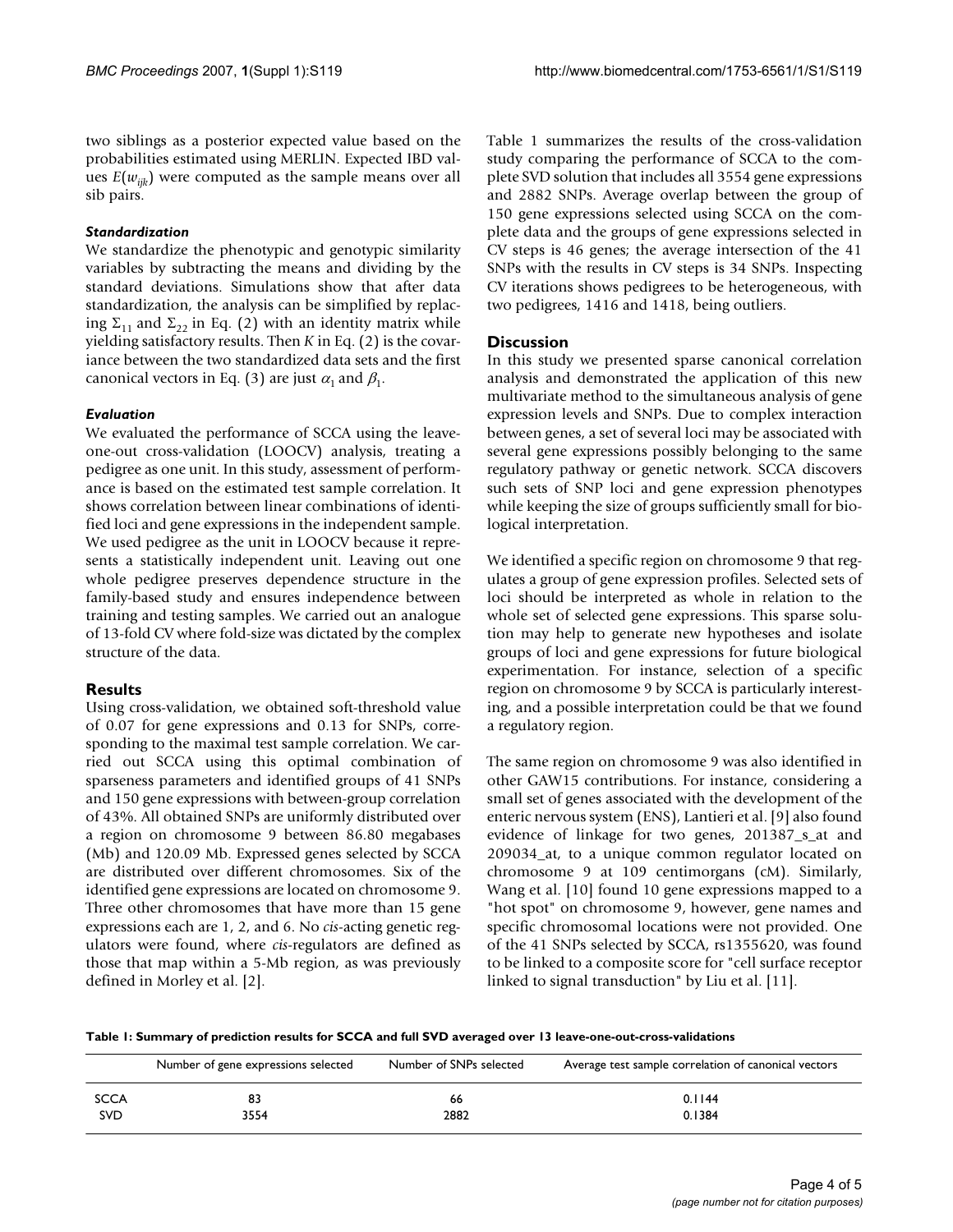two siblings as a posterior expected value based on the probabilities estimated using MERLIN. Expected IBD values $E(w_{ijk})$ were computed as the sample means over all sib pairs.

### *Standardization*

We standardize the phenotypic and genotypic similarity variables by subtracting the means and dividing by the standard deviations. Simulations show that after data standardization, the analysis can be simplified by replacing $\Sigma_{11}$ and $\Sigma_{22}$ in Eq. (2) with an identity matrix while yielding satisfactory results. Then $K$ in Eq. (2) is the covariance between the two standardized data sets and the first canonical vectors in Eq. (3) are just $\alpha_1$ and $\beta_1$.

### *Evaluation*

We evaluated the performance of SCCA using the leave-one-out cross-validation (LOOCV) analysis, treating a pedigree as one unit. In this study, assessment of performance is based on the estimated test sample correlation. It shows correlation between linear combinations of identified loci and gene expressions in the independent sample. We used pedigree as the unit in LOOCV because it represents a statistically independent unit. Leaving out one whole pedigree preserves dependence structure in the family-based study and ensures independence between training and testing samples. We carried out an analogue of 13-fold CV where fold-size was dictated by the complex structure of the data.

## Results

Using cross-validation, we obtained soft-threshold value of 0.07 for gene expressions and 0.13 for SNPs, corresponding to the maximal test sample correlation. We carried out SCCA using this optimal combination of sparseness parameters and identified groups of 41 SNPs and 150 gene expressions with between-group correlation of 43%. All obtained SNPs are uniformly distributed over a region on chromosome 9 between 86.80 megabases (Mb) and 120.09 Mb. Expressed genes selected by SCCA are distributed over different chromosomes. Six of the identified gene expressions are located on chromosome 9. Three other chromosomes that have more than 15 gene expressions each are 1, 2, and 6. No *cis*-acting genetic regulators were found, where *cis*-regulators are defined as those that map within a 5-Mb region, as was previously defined in Morley et al. [2].

Table 1 summarizes the results of the cross-validation study comparing the performance of SCCA to the complete SVD solution that includes all 3554 gene expressions and 2882 SNPs. Average overlap between the group of 150 gene expressions selected using SCCA on the complete data and the groups of gene expressions selected in CV steps is 46 genes; the average intersection of the 41 SNPs with the results in CV steps is 34 SNPs. Inspecting CV iterations shows pedigrees to be heterogeneous, with two pedigrees, 1416 and 1418, being outliers.

## Discussion

In this study we presented sparse canonical correlation analysis and demonstrated the application of this new multivariate method to the simultaneous analysis of gene expression levels and SNPs. Due to complex interaction between genes, a set of several loci may be associated with several gene expressions possibly belonging to the same regulatory pathway or genetic network. SCCA discovers such sets of SNP loci and gene expression phenotypes while keeping the size of groups sufficiently small for biological interpretation.

We identified a specific region on chromosome 9 that regulates a group of gene expression profiles. Selected sets of loci should be interpreted as whole in relation to the whole set of selected gene expressions. This sparse solution may help to generate new hypotheses and isolate groups of loci and gene expressions for future biological experimentation. For instance, selection of a specific region on chromosome 9 by SCCA is particularly interesting, and a possible interpretation could be that we found a regulatory region.

The same region on chromosome 9 was also identified in other GAW15 contributions. For instance, considering a small set of genes associated with the development of the enteric nervous system (ENS), Lantieri et al. [9] also found evidence of linkage for two genes, 201387_s_at and 209034_at, to a unique common regulator located on chromosome 9 at 109 centimorgans (cM). Similarly, Wang et al. [10] found 10 gene expressions mapped to a "hot spot" on chromosome 9, however, gene names and specific chromosomal locations were not provided. One of the 41 SNPs selected by SCCA, rs1355620, was found to be linked to a composite score for "cell surface receptor linked to signal transduction" by Liu et al. [11].

**Table 1: Summary of prediction results for SCCA and full SVD averaged over 13 leave-one-out-cross-validations**

| | Number of gene expressions selected | Number of SNPs selected | Average test sample correlation of canonical vectors |
|---|---|---|---|
| SCCA | 83 | 66 | 0.1144 |
| SVD | 3554 | 2882 | 0.1384 |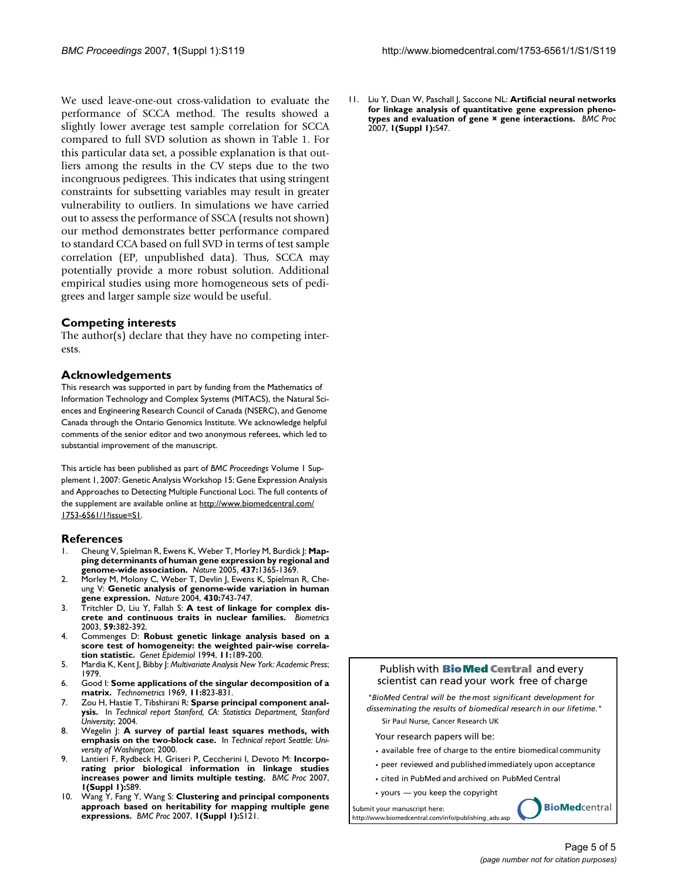We used leave-one-out cross-validation to evaluate the performance of SCCA method. The results showed a slightly lower average test sample correlation for SCCA compared to full SVD solution as shown in Table 1. For this particular data set, a possible explanation is that outliers among the results in the CV steps due to the two incongruous pedigrees. This indicates that using stringent constraints for subsetting variables may result in greater vulnerability to outliers. In simulations we have carried out to assess the performance of SSCA (results not shown) our method demonstrates better performance compared to standard CCA based on full SVD in terms of test sample correlation (EP, unpublished data). Thus, SCCA may potentially provide a more robust solution. Additional empirical studies using more homogeneous sets of pedigrees and larger sample size would be useful.

## Competing interests

The author(s) declare that they have no competing interests.

## Acknowledgements

This research was supported in part by funding from the Mathematics of Information Technology and Complex Systems (MITACS), the Natural Sciences and Engineering Research Council of Canada (NSERC), and Genome Canada through the Ontario Genomics Institute. We acknowledge helpful comments of the senior editor and two anonymous referees, which led to substantial improvement of the manuscript.

This article has been published as part of *BMC Proceedings* Volume 1 Supplement 1, 2007: Genetic Analysis Workshop 15: Gene Expression Analysis and Approaches to Detecting Multiple Functional Loci. The full contents of the supplement are available online at http://www.biomedcentral.com/1753-6561/1?issue=S1.

## References

1. Cheung V, Spielman R, Ewens K, Weber T, Morley M, Burdick J: **Mapping determinants of human gene expression by regional and genome-wide association.** *Nature* 2005, **437:**1365-1369.
2. Morley M, Molony C, Weber T, Devlin J, Ewens K, Spielman R, Cheung V: **Genetic analysis of genome-wide variation in human gene expression.** *Nature* 2004, **430:**743-747.
3. Tritchler D, Liu Y, Fallah S: **A test of linkage for complex discrete and continuous traits in nuclear families.** *Biometrics* 2003, **59:**382-392.
4. Commenges D: **Robust genetic linkage analysis based on a score test of homogeneity: the weighted pair-wise correlation statistic.** *Genet Epidemiol* 1994, **11:**189-200.
5. Mardia K, Kent J, Bibby J: *Multivariate Analysis New York: Academic Press*; 1979.
6. Good I: **Some applications of the singular decomposition of a matrix.** *Technometrics* 1969, **11:**823-831.
7. Zou H, Hastie T, Tibshirani R: **Sparse principal component analysis.** In *Technical report Stanford, CA: Statistics Department, Stanford University*; 2004.
8. Wegelin J: **A survey of partial least squares methods, with emphasis on the two-block case.** In *Technical report Seattle: University of Washington*; 2000.
9. Lantieri F, Rydbeck H, Griseri P, Ceccherini I, Devoto M: **Incorporating prior biological information in linkage studies increases power and limits multiple testing.** *BMC Proc* 2007, **1(Suppl 1):**S89.
10. Wang Y, Fang Y, Wang S: **Clustering and principal components approach based on heritability for mapping multiple gene expressions.** *BMC Proc* 2007, **1(Suppl 1):**S121.
11. Liu Y, Duan W, Paschall J, Saccone NL: **Artificial neural networks for linkage analysis of quantitative gene expression phenotypes and evaluation of gene × gene interactions.** *BMC Proc* 2007, **1(Suppl 1):**S47.

Publish with **BioMed Central** and every scientist can read your work free of charge

*"BioMed Central will be the most significant development for disseminating the results of biomedical research in our lifetime."*
Sir Paul Nurse, Cancer Research UK

Your research papers will be:

- available free of charge to the entire biomedical community
- peer reviewed and published immediately upon acceptance
- cited in PubMed and archived on PubMed Central
- yours — you keep the copyright

Submit your manuscript here:
http://www.biomedcentral.com/info/publishing_adv.asp

BioMedcentral